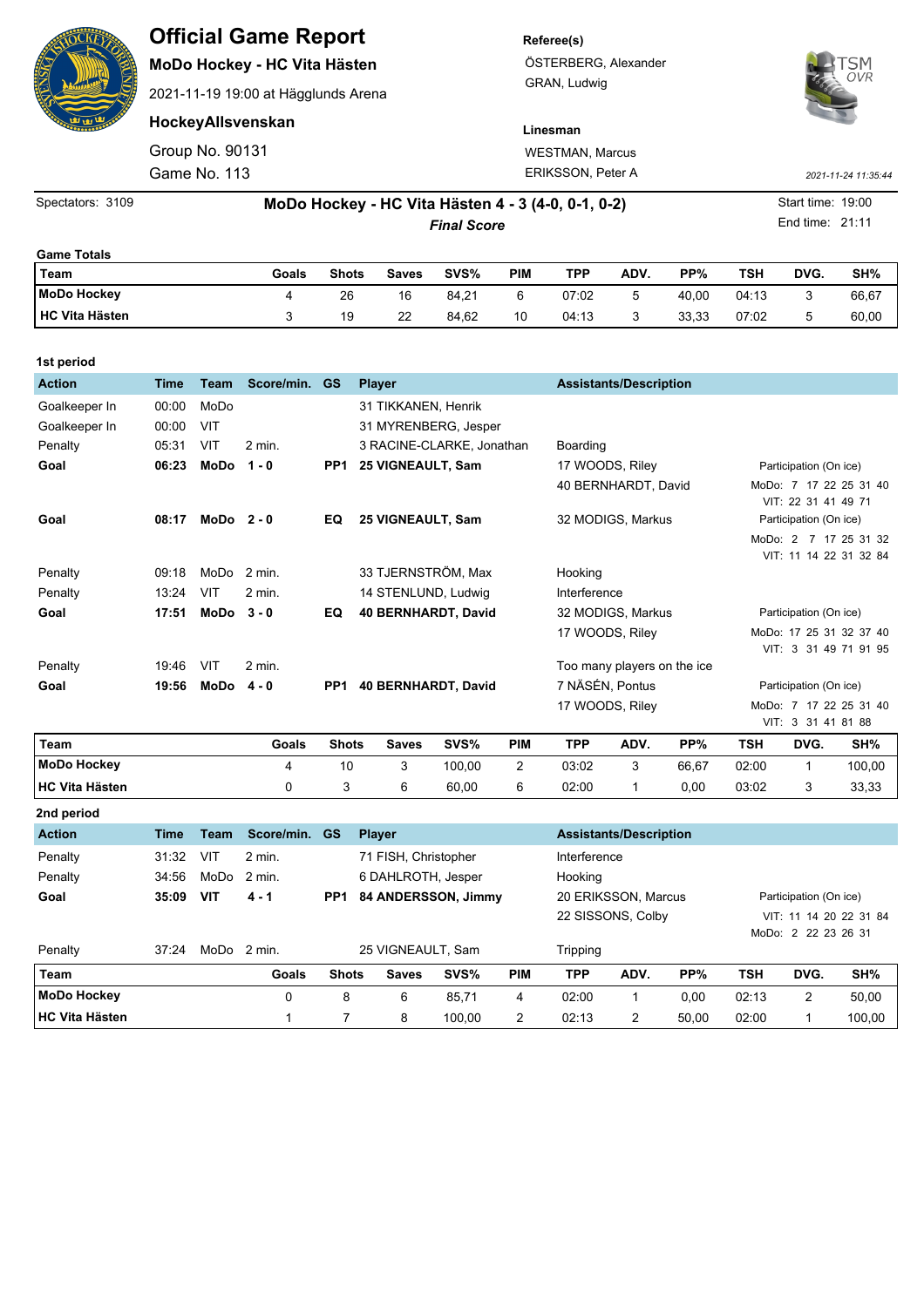# Official Game Report

**MoDo Hockey - HC Vita Hästen**

2021-11-19 19:00 at Hägglunds Arena

**HockeyAllsvenskan**

Group No. 90131

Game No. 113

**Referee(s)**

ÖSTERBERG, Alexander

GRAN, Ludwig

**Linesman**

WESTMAN, Marcus

ERIKSSON, Peter A

*2021-11-24 11:35:44*

Spectators: 3109

**MoDo Hockey - HC Vita Hästen 4 - 3 (4-0, 0-1, 0-2)**

***Final Score***

Start time: 19:00

End time: 21:11

**Game Totals**

| Team | Goals | Shots | Saves | SVS% | PIM | TPP | ADV. | PP% | TSH | DVG. | SH% |
|---|---|---|---|---|---|---|---|---|---|---|---|
| **MoDo Hockey** | 4 | 26 | 16 | 84,21 | 6 | 07:02 | 5 | 40,00 | 04:13 | 3 | 66,67 |
| **HC Vita Hästen** | 3 | 19 | 22 | 84,62 | 10 | 04:13 | 3 | 33,33 | 07:02 | 5 | 60,00 |

**1st period**

| Action | Time | Team | Score/min. | GS | Player | Assistants/Description | Participation (On ice) |
|---|---|---|---|---|---|---|---|
| Goalkeeper In | 00:00 | MoDo | | | 31 TIKKANEN, Henrik | | |
| Goalkeeper In | 00:00 | VIT | | | 31 MYRENBERG, Jesper | | |
| Penalty | 05:31 | VIT | 2 min. | | 3 RACINE-CLARKE, Jonathan | Boarding | |
| **Goal** | **06:23** | **MoDo** | **1 - 0** | **PP1** | **25 VIGNEAULT, Sam** | 17 WOODS, Riley; 40 BERNHARDT, David | MoDo: 7 17 22 25 31 40; VIT: 22 31 41 49 71 |
| **Goal** | **08:17** | **MoDo** | **2 - 0** | **EQ** | **25 VIGNEAULT, Sam** | 32 MODIGS, Markus | MoDo: 2 7 17 25 31 32; VIT: 11 14 22 31 32 84 |
| Penalty | 09:18 | MoDo | 2 min. | | 33 TJERNSTRÖM, Max | Hooking | |
| Penalty | 13:24 | VIT | 2 min. | | 14 STENLUND, Ludwig | Interference | |
| **Goal** | **17:51** | **MoDo** | **3 - 0** | **EQ** | **40 BERNHARDT, David** | 32 MODIGS, Markus; 17 WOODS, Riley | MoDo: 17 25 31 32 37 40; VIT: 3 31 49 71 91 95 |
| Penalty | 19:46 | VIT | 2 min. | | | Too many players on the ice | |
| **Goal** | **19:56** | **MoDo** | **4 - 0** | **PP1** | **40 BERNHARDT, David** | 7 NÄSÉN, Pontus; 17 WOODS, Riley | MoDo: 7 17 22 25 31 40; VIT: 3 31 41 81 88 |

| Team | Goals | Shots | Saves | SVS% | PIM | TPP | ADV. | PP% | TSH | DVG. | SH% |
|---|---|---|---|---|---|---|---|---|---|---|---|
| **MoDo Hockey** | 4 | 10 | 3 | 100,00 | 2 | 03:02 | 3 | 66,67 | 02:00 | 1 | 100,00 |
| **HC Vita Hästen** | 0 | 3 | 6 | 60,00 | 6 | 02:00 | 1 | 0,00 | 03:02 | 3 | 33,33 |

**2nd period**

| Action | Time | Team | Score/min. | GS | Player | Assistants/Description | Participation (On ice) |
|---|---|---|---|---|---|---|---|
| Penalty | 31:32 | VIT | 2 min. | | 71 FISH, Christopher | Interference | |
| Penalty | 34:56 | MoDo | 2 min. | | 6 DAHLROTH, Jesper | Hooking | |
| **Goal** | **35:09** | **VIT** | **4 - 1** | **PP1** | **84 ANDERSSON, Jimmy** | 20 ERIKSSON, Marcus; 22 SISSONS, Colby | VIT: 11 14 20 22 31 84; MoDo: 2 22 23 26 31 |
| Penalty | 37:24 | MoDo | 2 min. | | 25 VIGNEAULT, Sam | Tripping | |

| Team | Goals | Shots | Saves | SVS% | PIM | TPP | ADV. | PP% | TSH | DVG. | SH% |
|---|---|---|---|---|---|---|---|---|---|---|---|
| **MoDo Hockey** | 0 | 8 | 6 | 85,71 | 4 | 02:00 | 1 | 0,00 | 02:13 | 2 | 50,00 |
| **HC Vita Hästen** | 1 | 7 | 8 | 100,00 | 2 | 02:13 | 2 | 50,00 | 02:00 | 1 | 100,00 |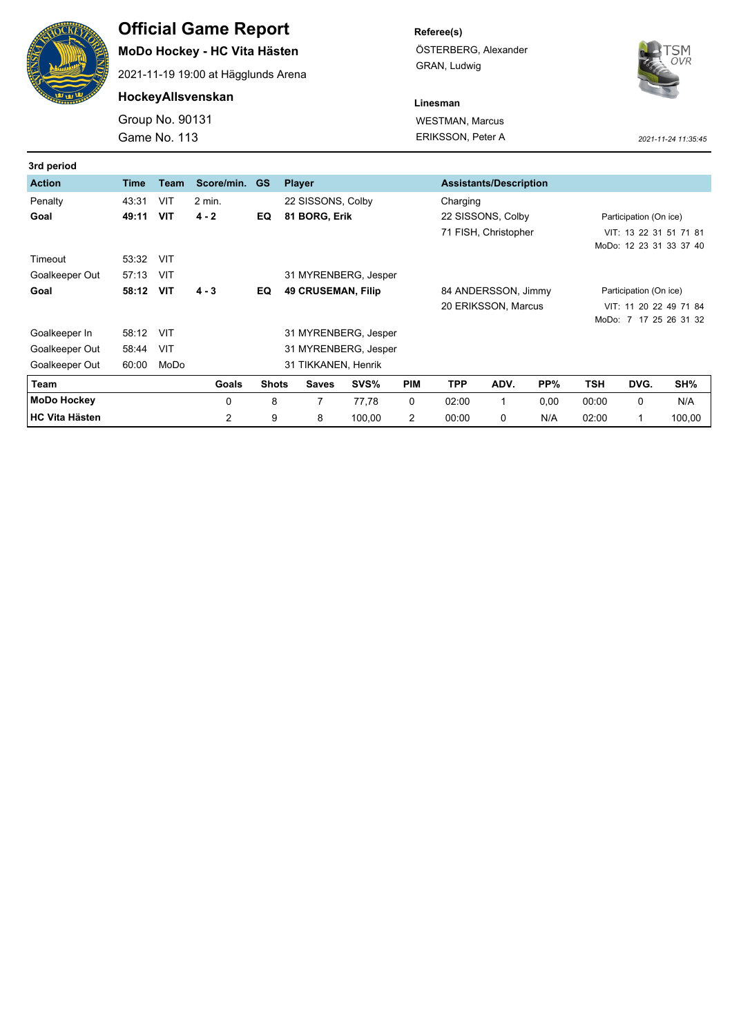# Official Game Report

**MoDo Hockey - HC Vita Hästen**

2021-11-19 19:00 at Hägglunds Arena

**HockeyAllsvenskan**

Group No. 90131

Game No. 113

**Referee(s)**

ÖSTERBERG, Alexander

GRAN, Ludwig

**Linesman**

WESTMAN, Marcus

ERIKSSON, Peter A

*2021-11-24 11:35:45*

**3rd period**

| Action | Time | Team | Score/min. | GS | Player | Assistants/Description | |
|---|---|---|---|---|---|---|---|
| Penalty | 43:31 | VIT | 2 min. | | 22 SISSONS, Colby | Charging | |
| **Goal** | **49:11** | **VIT** | **4 - 2** | **EQ** | **81 BORG, Erik** | 22 SISSONS, Colby | Participation (On ice) |
| | | | | | | 71 FISH, Christopher | VIT: 13 22 31 51 71 81 |
| | | | | | | | MoDo: 12 23 31 33 37 40 |
| Timeout | 53:32 | VIT | | | | | |
| Goalkeeper Out | 57:13 | VIT | | | 31 MYRENBERG, Jesper | | |
| **Goal** | **58:12** | **VIT** | **4 - 3** | **EQ** | **49 CRUSEMAN, Filip** | 84 ANDERSSON, Jimmy | Participation (On ice) |
| | | | | | | 20 ERIKSSON, Marcus | VIT: 11 20 22 49 71 84 |
| | | | | | | | MoDo: 7 17 25 26 31 32 |
| Goalkeeper In | 58:12 | VIT | | | 31 MYRENBERG, Jesper | | |
| Goalkeeper Out | 58:44 | VIT | | | 31 MYRENBERG, Jesper | | |
| Goalkeeper Out | 60:00 | MoDo | | | 31 TIKKANEN, Henrik | | |

| Team | Goals | Shots | Saves | SVS% | PIM | TPP | ADV. | PP% | TSH | DVG. | SH% |
|---|---|---|---|---|---|---|---|---|---|---|---|
| **MoDo Hockey** | 0 | 8 | 7 | 77,78 | 0 | 02:00 | 1 | 0,00 | 00:00 | 0 | N/A |
| **HC Vita Hästen** | 2 | 9 | 8 | 100,00 | 2 | 00:00 | 0 | N/A | 02:00 | 1 | 100,00 |